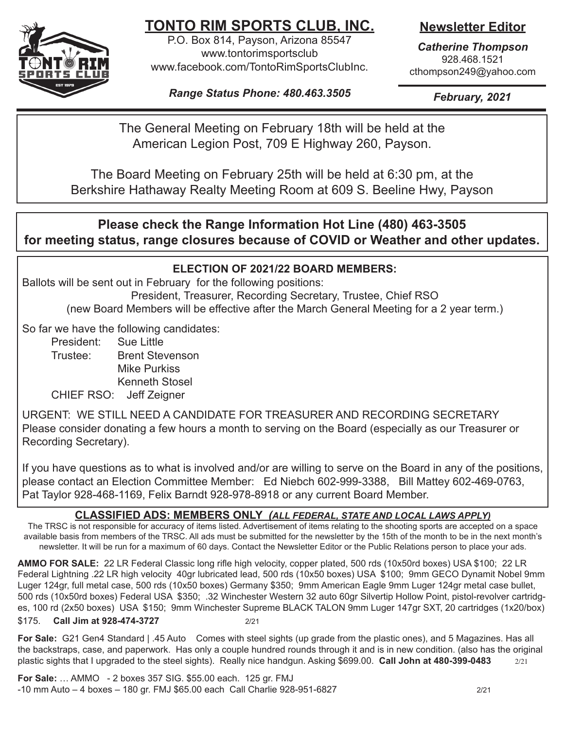# TONTO RIM SPORTS CLUB, INC.

P.O. Box 814, Payson, Arizona 85547
www.tontorimsportsclub
www.facebook.com/TontoRimSportsClubInc.

***Range Status Phone: 480.463.3505***

## Newsletter Editor

***Catherine Thompson***
928.468.1521
cthompson249@yahoo.com

***February, 2021***

The General Meeting on February 18th will be held at the American Legion Post, 709 E Highway 260, Payson.

The Board Meeting on February 25th will be held at 6:30 pm, at the Berkshire Hathaway Realty Meeting Room at 609 S. Beeline Hwy, Payson

**Please check the Range Information Hot Line (480) 463-3505 for meeting status, range closures because of COVID or Weather and other updates.**

**ELECTION OF 2021/22 BOARD MEMBERS:**

Ballots will be sent out in February for the following positions:
President, Treasurer, Recording Secretary, Trustee, Chief RSO
(new Board Members will be effective after the March General Meeting for a 2 year term.)

So far we have the following candidates:

- President: Sue Little
- Trustee: Brent Stevenson
  - Mike Purkiss
  - Kenneth Stosel
- CHIEF RSO: Jeff Zeigner

URGENT: WE STILL NEED A CANDIDATE FOR TREASURER AND RECORDING SECRETARY
Please consider donating a few hours a month to serving on the Board (especially as our Treasurer or Recording Secretary).

If you have questions as to what is involved and/or are willing to serve on the Board in any of the positions, please contact an Election Committee Member: Ed Niebch 602-999-3388, Bill Mattey 602-469-0763, Pat Taylor 928-468-1169, Felix Barndt 928-978-8918 or any current Board Member.

## CLASSIFIED ADS: MEMBERS ONLY *(ALL FEDERAL, STATE AND LOCAL LAWS APPLY)*

The TRSC is not responsible for accuracy of items listed. Advertisement of items relating to the shooting sports are accepted on a space available basis from members of the TRSC. All ads must be submitted for the newsletter by the 15th of the month to be in the next month's newsletter. It will be run for a maximum of 60 days. Contact the Newsletter Editor or the Public Relations person to place your ads.

**AMMO FOR SALE:** 22 LR Federal Classic long rifle high velocity, copper plated, 500 rds (10x50rd boxes) USA $100; 22 LR Federal Lightning .22 LR high velocity 40gr lubricated lead, 500 rds (10x50 boxes) USA $100; 9mm GECO Dynamit Nobel 9mm Luger 124gr, full metal case, 500 rds (10x50 boxes) Germany $350; 9mm American Eagle 9mm Luger 124gr metal case bullet, 500 rds (10x50rd boxes) Federal USA $350; .32 Winchester Western 32 auto 60gr Silvertip Hollow Point, pistol-revolver cartridges, 100 rd (2x50 boxes) USA $150; 9mm Winchester Supreme BLACK TALON 9mm Luger 147gr SXT, 20 cartridges (1x20/box) $175. **Call Jim at 928-474-3727** 2/21

**For Sale:** G21 Gen4 Standard | .45 Auto Comes with steel sights (up grade from the plastic ones), and 5 Magazines. Has all the backstraps, case, and paperwork. Has only a couple hundred rounds through it and is in new condition. (also has the original plastic sights that I upgraded to the steel sights). Really nice handgun. Asking $699.00. **Call John at 480-399-0483** 2/21

**For Sale:** … AMMO - 2 boxes 357 SIG. $55.00 each. 125 gr. FMJ
-10 mm Auto – 4 boxes – 180 gr. FMJ $65.00 each Call Charlie 928-951-6827 2/21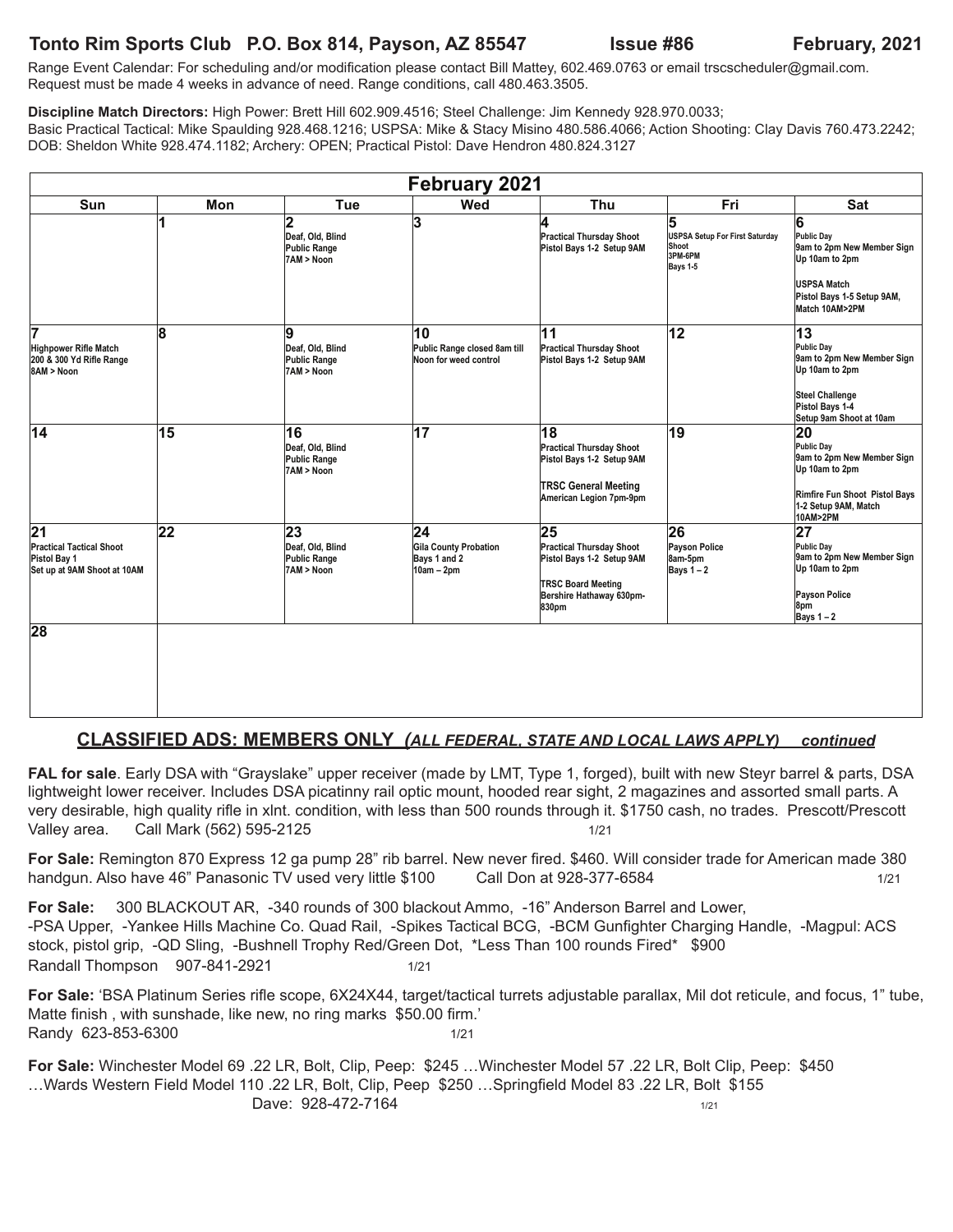**Tonto Rim Sports Club   P.O. Box 814, Payson, AZ 85547   Issue #86   February, 2021**

Range Event Calendar: For scheduling and/or modification please contact Bill Mattey, 602.469.0763 or email trscscheduler@gmail.com. Request must be made 4 weeks in advance of need. Range conditions, call 480.463.3505.

**Discipline Match Directors:** High Power: Brett Hill 602.909.4516; Steel Challenge: Jim Kennedy 928.970.0033; Basic Practical Tactical: Mike Spaulding 928.468.1216; USPSA: Mike & Stacy Misino 480.586.4066; Action Shooting: Clay Davis 760.473.2242; DOB: Sheldon White 928.474.1182; Archery: OPEN; Practical Pistol: Dave Hendron 480.824.3127

## February 2021

| Sun | Mon | Tue | Wed | Thu | Fri | Sat |
|---|---|---|---|---|---|---|
| | 1 | 2 Deaf, Old, Blind Public Range 7AM > Noon | 3 | 4 Practical Thursday Shoot Pistol Bays 1-2 Setup 9AM | 5 USPSA Setup For First Saturday Shoot 3PM-6PM Bays 1-5 | 6 Public Day 9am to 2pm New Member Sign Up 10am to 2pm<br>USPSA Match Pistol Bays 1-5 Setup 9AM, Match 10AM>2PM |
| 7 Highpower Rifle Match 200 & 300 Yd Rifle Range 8AM > Noon | 8 | 9 Deaf, Old, Blind Public Range 7AM > Noon | 10 Public Range closed 8am till Noon for weed control | 11 Practical Thursday Shoot Pistol Bays 1-2 Setup 9AM | 12 | 13 Public Day 9am to 2pm New Member Sign Up 10am to 2pm<br>Steel Challenge Pistol Bays 1-4 Setup 9am Shoot at 10am |
| 14 | 15 | 16 Deaf, Old, Blind Public Range 7AM > Noon | 17 | 18 Practical Thursday Shoot Pistol Bays 1-2 Setup 9AM<br>TRSC General Meeting American Legion 7pm-9pm | 19 | 20 Public Day 9am to 2pm New Member Sign Up 10am to 2pm<br>Rimfire Fun Shoot Pistol Bays 1-2 Setup 9AM, Match 10AM>2PM |
| 21 Practical Tactical Shoot Pistol Bay 1 Set up at 9AM Shoot at 10AM | 22 | 23 Deaf, Old, Blind Public Range 7AM > Noon | 24 Gila County Probation Bays 1 and 2 10am – 2pm | 25 Practical Thursday Shoot Pistol Bays 1-2 Setup 9AM<br>TRSC Board Meeting Bershire Hathaway 630pm-830pm | 26 Payson Police 8am-5pm Bays 1 – 2 | 27 Public Day 9am to 2pm New Member Sign Up 10am to 2pm<br>Payson Police 8pm Bays 1 – 2 |
| 28 | | | | | | |

## CLASSIFIED ADS: MEMBERS ONLY *(ALL FEDERAL, STATE AND LOCAL LAWS APPLY)* *continued*

**FAL for sale**. Early DSA with "Grayslake" upper receiver (made by LMT, Type 1, forged), built with new Steyr barrel & parts, DSA lightweight lower receiver. Includes DSA picatinny rail optic mount, hooded rear sight, 2 magazines and assorted small parts. A very desirable, high quality rifle in xlnt. condition, with less than 500 rounds through it. $1750 cash, no trades. Prescott/Prescott Valley area. Call Mark (562) 595-2125 1/21

**For Sale:** Remington 870 Express 12 ga pump 28" rib barrel. New never fired. $460. Will consider trade for American made 380 handgun. Also have 46" Panasonic TV used very little $100 Call Don at 928-377-6584 1/21

**For Sale:** 300 BLACKOUT AR, -340 rounds of 300 blackout Ammo, -16" Anderson Barrel and Lower, -PSA Upper, -Yankee Hills Machine Co. Quad Rail, -Spikes Tactical BCG, -BCM Gunfighter Charging Handle, -Magpul: ACS stock, pistol grip, -QD Sling, -Bushnell Trophy Red/Green Dot, *Less Than 100 rounds Fired* $900
Randall Thompson 907-841-2921 1/21

**For Sale:** 'BSA Platinum Series rifle scope, 6X24X44, target/tactical turrets adjustable parallax, Mil dot reticule, and focus, 1" tube, Matte finish , with sunshade, like new, no ring marks $50.00 firm.'
Randy 623-853-6300 1/21

**For Sale:** Winchester Model 69 .22 LR, Bolt, Clip, Peep: $245 …Winchester Model 57 .22 LR, Bolt Clip, Peep: $450 …Wards Western Field Model 110 .22 LR, Bolt, Clip, Peep $250 …Springfield Model 83 .22 LR, Bolt $155
Dave: 928-472-7164 1/21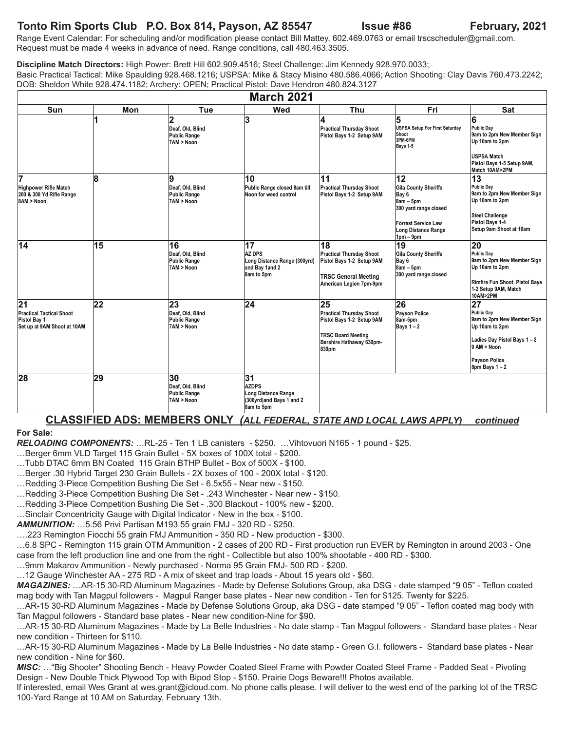**Tonto Rim Sports Club P.O. Box 814, Payson, AZ 85547 Issue #86 February, 2021**

Range Event Calendar: For scheduling and/or modification please contact Bill Mattey, 602.469.0763 or email trscscheduler@gmail.com. Request must be made 4 weeks in advance of need. Range conditions, call 480.463.3505.

**Discipline Match Directors:** High Power: Brett Hill 602.909.4516; Steel Challenge: Jim Kennedy 928.970.0033; Basic Practical Tactical: Mike Spaulding 928.468.1216; USPSA: Mike & Stacy Misino 480.586.4066; Action Shooting: Clay Davis 760.473.2242; DOB: Sheldon White 928.474.1182; Archery: OPEN; Practical Pistol: Dave Hendron 480.824.3127

## March 2021

| Sun | Mon | Tue | Wed | Thu | Fri | Sat |
|---|---|---|---|---|---|---|
| | **1** | **2** Deaf, Old, Blind Public Range 7AM > Noon | **3** | **4** Practical Thursday Shoot Pistol Bays 1-2 Setup 9AM | **5** USPSA Setup For First Saturday Shoot 3PM-6PM Bays 1-5 | **6** Public Day 9am to 2pm New Member Sign Up 10am to 2pm<br>USPSA Match Pistol Bays 1-5 Setup 9AM, Match 10AM>2PM |
| **7** Highpower Rifle Match 200 & 300 Yd Rifle Range 8AM > Noon | **8** | **9** Deaf, Old, Blind Public Range 7AM > Noon | **10** Public Range closed 8am till Noon for weed control | **11** Practical Thursday Shoot Pistol Bays 1-2 Setup 9AM | **12** Gila County Sheriffs Bay 6 8am – 5pm 300 yard range closed<br>Forrest Service Law Long Distance Range 1pm – 9pm | **13** Public Day 9am to 2pm New Member Sign Up 10am to 2pm<br>Steel Challenge Pistol Bays 1-4 Setup 9am Shoot at 10am |
| **14** | **15** | **16** Deaf, Old, Blind Public Range 7AM > Noon | **17** AZ DPS Long Distance Range (300yrd) and Bay 1and 2 8am to 5pm | **18** Practical Thursday Shoot Pistol Bays 1-2 Setup 9AM<br>TRSC General Meeting American Legion 7pm-9pm | **19** Gila County Sheriffs Bay 6 8am – 5pm 300 yard range closed | **20** Public Day 9am to 2pm New Member Sign Up 10am to 2pm<br>Rimfire Fun Shoot Pistol Bays 1-2 Setup 9AM, Match 10AM>2PM |
| **21** Practical Tactical Shoot Pistol Bay 1 Set up at 9AM Shoot at 10AM | **22** | **23** Deaf, Old, Blind Public Range 7AM > Noon | **24** | **25** Practical Thursday Shoot Pistol Bays 1-2 Setup 9AM<br>TRSC Board Meeting Bershire Hathaway 630pm-830pm | **26** Payson Police 8am-5pm Bays 1 – 2 | **27** Public Day 9am to 2pm New Member Sign Up 10am to 2pm<br>Ladies Day Pistol Bays 1 – 2 9 AM > Noon<br>Payson Police 8pm Bays 1 – 2 |
| **28** | **29** | **30** Deaf, Old, Blind Public Range 7AM > Noon | **31** AZDPS Long Distance Range (300yrd)and Bays 1 and 2 8am to 5pm | | | |

## CLASSIFIED ADS: MEMBERS ONLY *(ALL FEDERAL, STATE AND LOCAL LAWS APPLY)* *continued*

**For Sale:**

***RELOADING COMPONENTS:*** …RL-25 - Ten 1 LB canisters - $250. …Vihtovuori N165 - 1 pound - $25.

…Berger 6mm VLD Target 115 Grain Bullet - 5X boxes of 100X total - $200.

…Tubb DTAC 6mm BN Coated 115 Grain BTHP Bullet - Box of 500X - $100.

…Berger .30 Hybrid Target 230 Grain Bullets - 2X boxes of 100 - 200X total - $120.

…Redding 3-Piece Competition Bushing Die Set - 6.5x55 - Near new - $150.

…Redding 3-Piece Competition Bushing Die Set - .243 Winchester - Near new - $150.

…Redding 3-Piece Competition Bushing Die Set - .300 Blackout - 100% new - $200.

…Sinclair Concentricity Gauge with Digital Indicator - New in the box - $100.

***AMMUNITION:*** …5.56 Privi Partisan M193 55 grain FMJ - 320 RD - $250.

….223 Remington Fiocchi 55 grain FMJ Ammunition - 350 RD - New production - $300.

…6.8 SPC - Remington 115 grain OTM Ammunition - 2 cases of 200 RD - First production run EVER by Remington in around 2003 - One case from the left production line and one from the right - Collectible but also 100% shootable - 400 RD - $300.

…9mm Makarov Ammunition - Newly purchased - Norma 95 Grain FMJ- 500 RD - $200.

…12 Gauge Winchester AA - 275 RD - A mix of skeet and trap loads - About 15 years old - $60.

***MAGAZINES:*** …AR-15 30-RD Aluminum Magazines - Made by Defense Solutions Group, aka DSG - date stamped "9 05" - Teflon coated mag body with Tan Magpul followers - Magpul Ranger base plates - Near new condition - Ten for $125. Twenty for $225.

…AR-15 30-RD Aluminum Magazines - Made by Defense Solutions Group, aka DSG - date stamped "9 05" - Teflon coated mag body with Tan Magpul followers - Standard base plates - Near new condition-Nine for $90.

…AR-15 30-RD Aluminum Magazines - Made by La Belle Industries - No date stamp - Tan Magpul followers - Standard base plates - Near new condition - Thirteen for $110.

…AR-15 30-RD Aluminum Magazines - Made by La Belle Industries - No date stamp - Green G.I. followers - Standard base plates - Near new condition - Nine for $60.

***MISC:*** …"Big Shooter" Shooting Bench - Heavy Powder Coated Steel Frame with Powder Coated Steel Frame - Padded Seat - Pivoting Design - New Double Thick Plywood Top with Bipod Stop - $150. Prairie Dogs Beware!!! Photos available.

If interested, email Wes Grant at wes.grant@icloud.com. No phone calls please. I will deliver to the west end of the parking lot of the TRSC 100-Yard Range at 10 AM on Saturday, February 13th.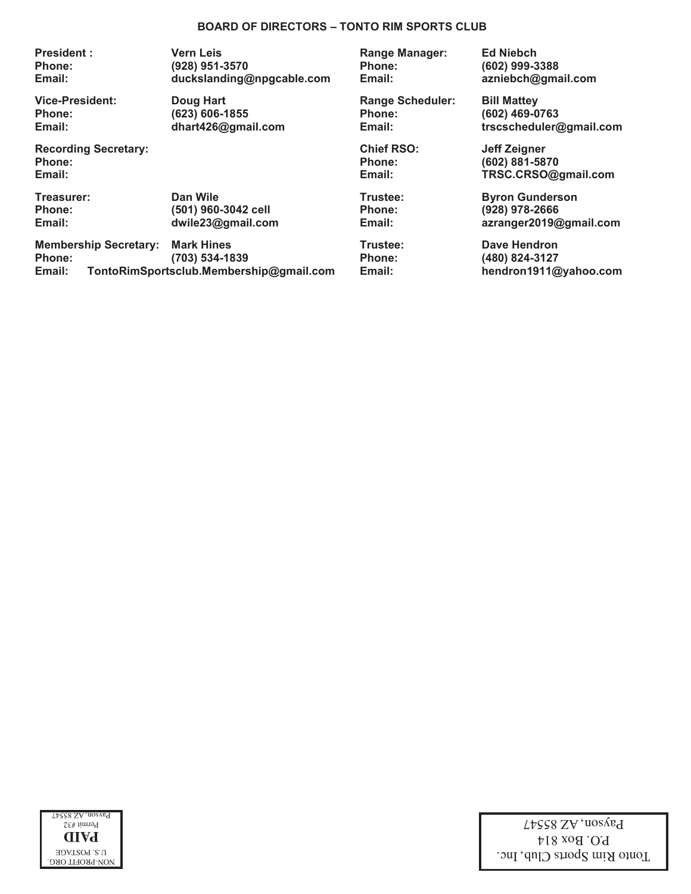## BOARD OF DIRECTORS – TONTO RIM SPORTS CLUB

**President :** Vern Leis
**Phone:** (928) 951-3570
**Email:** duckslanding@npgcable.com

**Vice-President:** Doug Hart
**Phone:** (623) 606-1855
**Email:** dhart426@gmail.com

**Recording Secretary:**
**Phone:**
**Email:**

**Treasurer:** Dan Wile
**Phone:** (501) 960-3042 cell
**Email:** dwile23@gmail.com

**Membership Secretary:** Mark Hines
**Phone:** (703) 534-1839
**Email:** TontoRimSportsclub.Membership@gmail.com

**Range Manager:** Ed Niebch
**Phone:** (602) 999-3388
**Email:** azniebch@gmail.com

**Range Scheduler:** Bill Mattey
**Phone:** (602) 469-0763
**Email:** trscscheduler@gmail.com

**Chief RSO:** Jeff Zeigner
**Phone:** (602) 881-5870
**Email:** TRSC.CRSO@gmail.com

**Trustee:** Byron Gunderson
**Phone:** (928) 978-2666
**Email:** azranger2019@gmail.com

**Trustee:** Dave Hendron
**Phone:** (480) 824-3127
**Email:** hendron1911@yahoo.com

NON-PROFIT ORG.
U.S. POSTAGE
**PAID**
Permit #32
Payson, AZ 85547

Tonto Rim Sports Club, Inc.
P.O. Box 814
Payson, AZ 85547